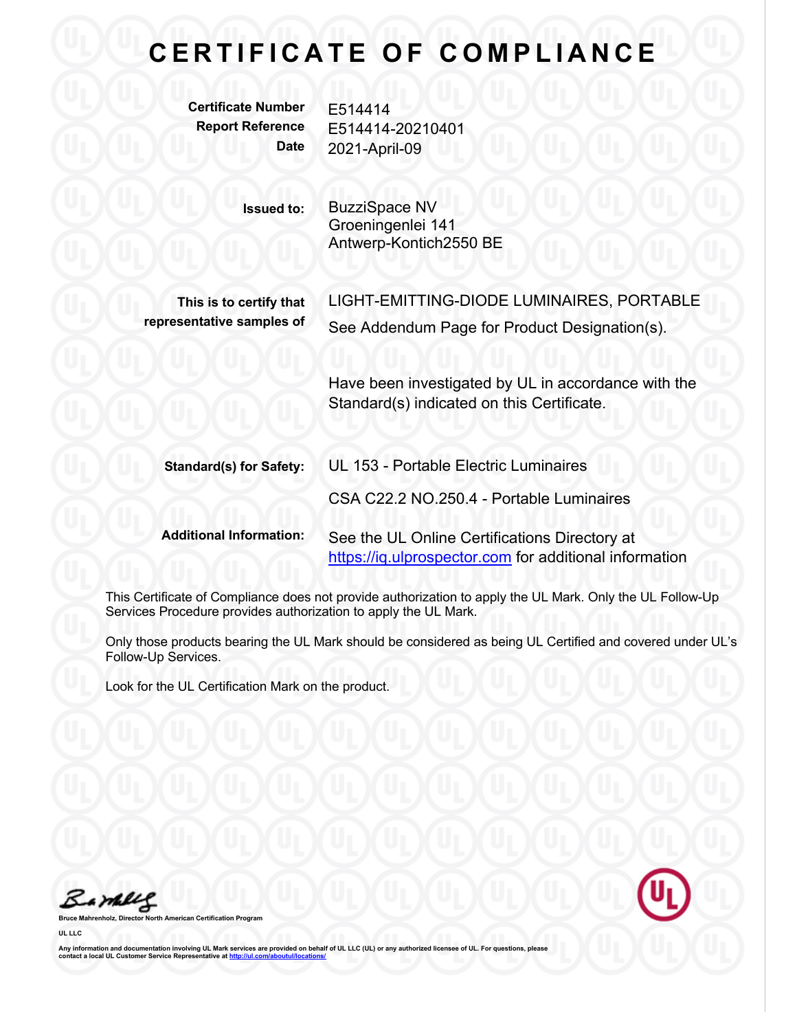# CERTIFICATE OF COMPLIANCE

**Certificate Number** E514414
**Report Reference** E514414-20210401
**Date** 2021-April-09

**Issued to:** BuzziSpace NV
Groeningenlei 141
Antwerp-Kontich2550 BE

**This is to certify that representative samples of** LIGHT-EMITTING-DIODE LUMINAIRES, PORTABLE
See Addendum Page for Product Designation(s).

Have been investigated by UL in accordance with the Standard(s) indicated on this Certificate.

**Standard(s) for Safety:** UL 153 - Portable Electric Luminaires

CSA C22.2 NO.250.4 - Portable Luminaires

**Additional Information:** See the UL Online Certifications Directory at https://iq.ulprospector.com for additional information

This Certificate of Compliance does not provide authorization to apply the UL Mark. Only the UL Follow-Up Services Procedure provides authorization to apply the UL Mark.

Only those products bearing the UL Mark should be considered as being UL Certified and covered under UL's Follow-Up Services.

Look for the UL Certification Mark on the product.

**Bruce Mahrenholz, Director North American Certification Program**

**UL LLC**

**Any information and documentation involving UL Mark services are provided on behalf of UL LLC (UL) or any authorized licensee of UL. For questions, please contact a local UL Customer Service Representative at http://ul.com/aboutul/locations/**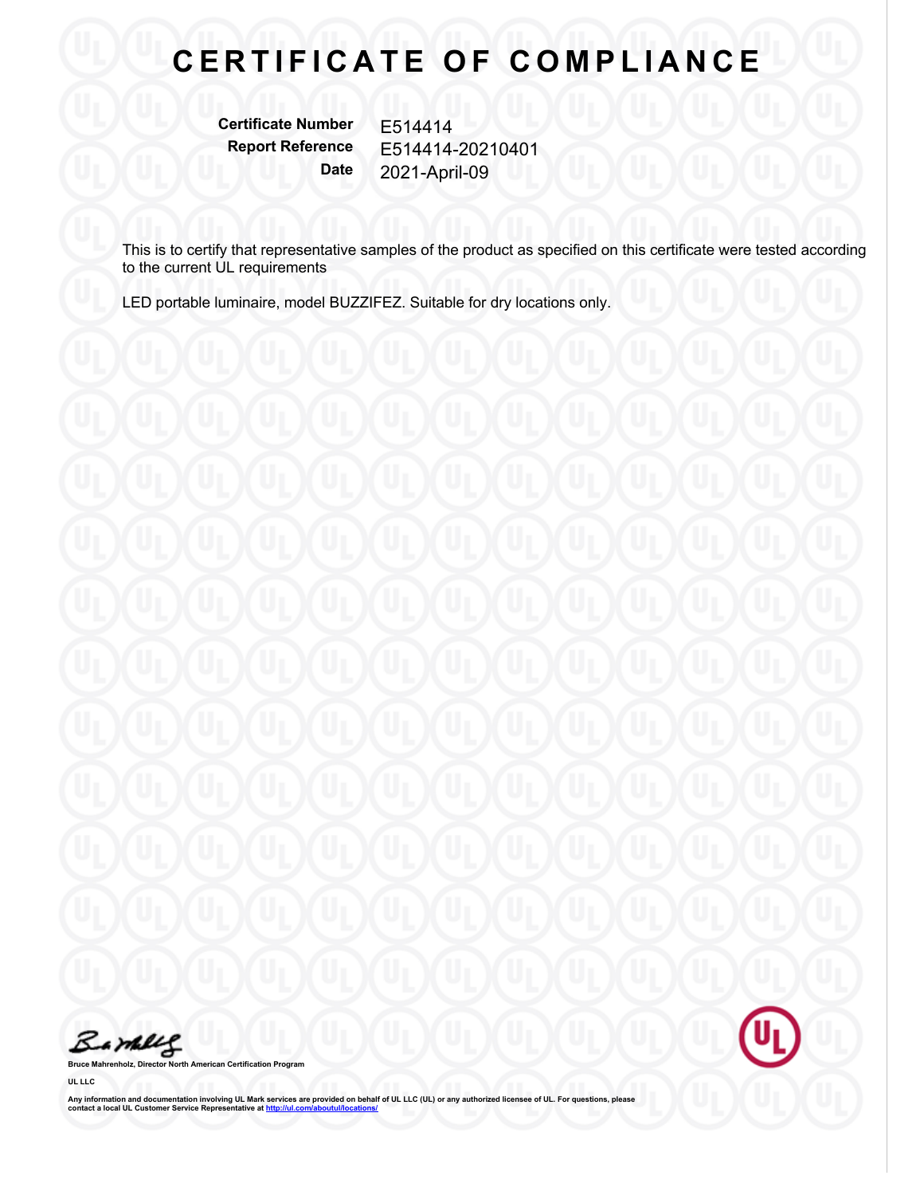# CERTIFICATE OF COMPLIANCE

| | |
|---|---|
| **Certificate Number** | E514414 |
| **Report Reference** | E514414-20210401 |
| **Date** | 2021-April-09 |

This is to certify that representative samples of the product as specified on this certificate were tested according to the current UL requirements

LED portable luminaire, model BUZZIFEZ. Suitable for dry locations only.

**Bruce Mahrenholz, Director North American Certification Program**

**UL LLC**

**Any information and documentation involving UL Mark services are provided on behalf of UL LLC (UL) or any authorized licensee of UL. For questions, please contact a local UL Customer Service Representative at http://ul.com/aboutul/locations/**